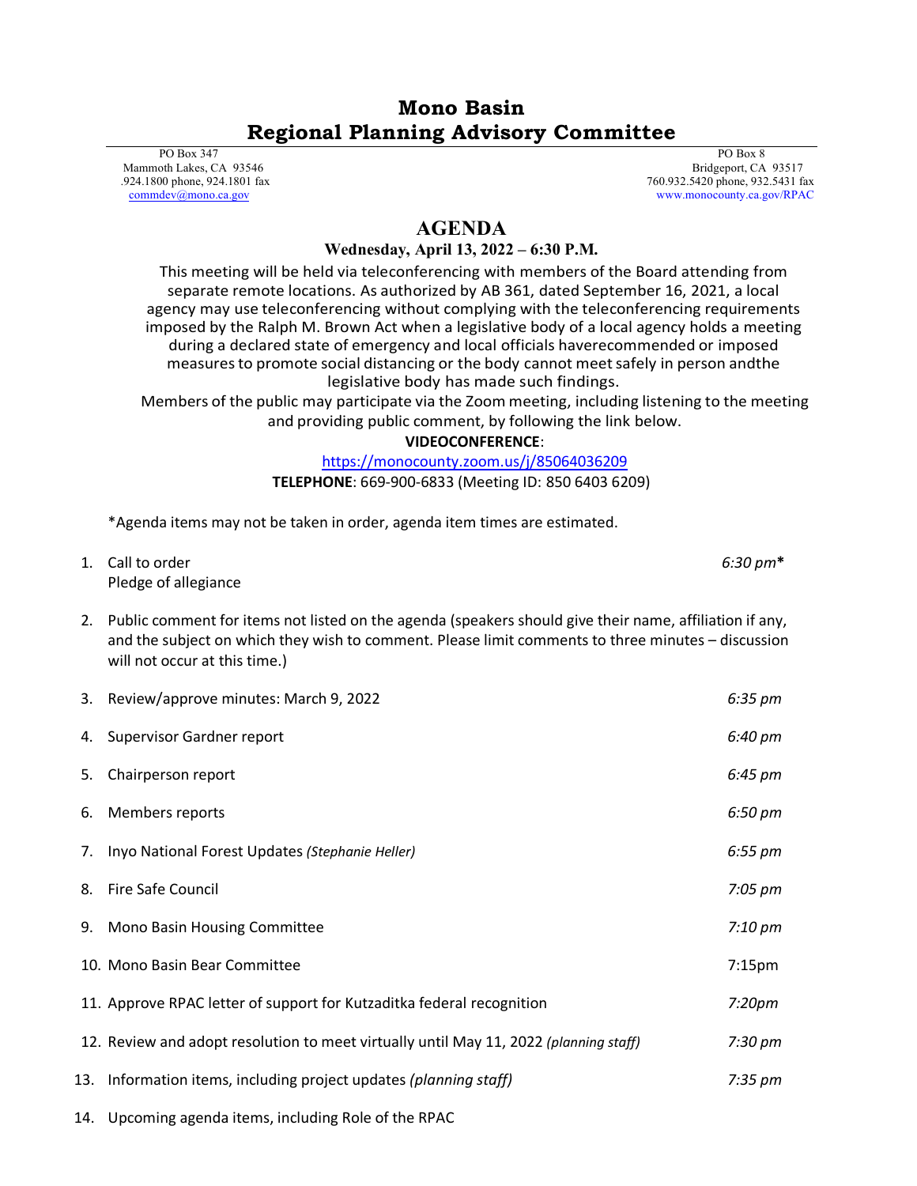# Mono Basin
# Regional Planning Advisory Committee

PO Box 347
Mammoth Lakes, CA 93546
.924.1800 phone, 924.1801 fax
commdev@mono.ca.gov

PO Box 8
Bridgeport, CA 93517
760.932.5420 phone, 932.5431 fax
www.monocounty.ca.gov/RPAC

## AGENDA

**Wednesday, April 13, 2022 – 6:30 P.M.**

This meeting will be held via teleconferencing with members of the Board attending from separate remote locations. As authorized by AB 361, dated September 16, 2021, a local agency may use teleconferencing without complying with the teleconferencing requirements imposed by the Ralph M. Brown Act when a legislative body of a local agency holds a meeting during a declared state of emergency and local officials haverecommended or imposed measures to promote social distancing or the body cannot meet safely in person andthe legislative body has made such findings.

Members of the public may participate via the Zoom meeting, including listening to the meeting and providing public comment, by following the link below.

**VIDEOCONFERENCE**:

https://monocounty.zoom.us/j/85064036209

**TELEPHONE**: 669-900-6833 (Meeting ID: 850 6403 6209)

*Agenda items may not be taken in order, agenda item times are estimated.

1. Call to order — *6:30 pm****
   Pledge of allegiance
2. Public comment for items not listed on the agenda (speakers should give their name, affiliation if any, and the subject on which they wish to comment. Please limit comments to three minutes – discussion will not occur at this time.)
3. Review/approve minutes: March 9, 2022 — *6:35 pm*
4. Supervisor Gardner report — *6:40 pm*
5. Chairperson report — *6:45 pm*
6. Members reports — *6:50 pm*
7. Inyo National Forest Updates *(Stephanie Heller)* — *6:55 pm*
8. Fire Safe Council — *7:05 pm*
9. Mono Basin Housing Committee — *7:10 pm*
10. Mono Basin Bear Committee — 7:15pm
11. Approve RPAC letter of support for Kutzaditka federal recognition — *7:20pm*
12. Review and adopt resolution to meet virtually until May 11, 2022 *(planning staff)* — *7:30 pm*
13. Information items, including project updates *(planning staff)* — *7:35 pm*
14. Upcoming agenda items, including Role of the RPAC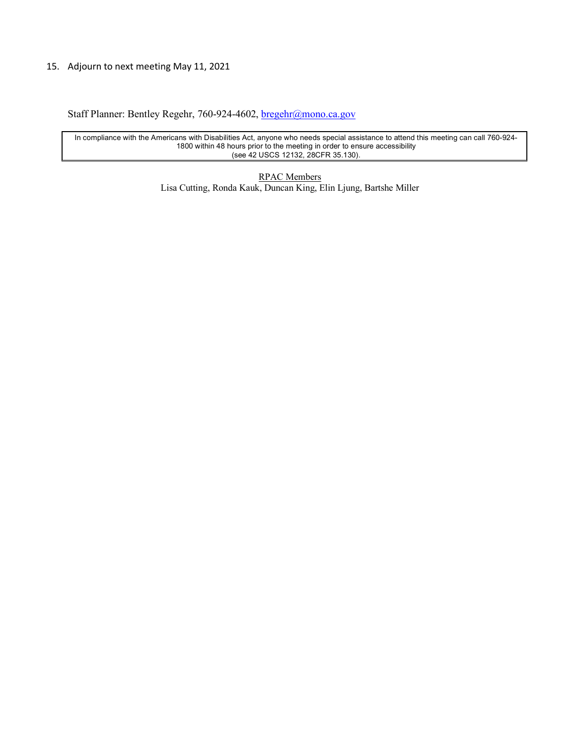15. Adjourn to next meeting May 11, 2021

Staff Planner: Bentley Regehr, 760-924-4602, bregehr@mono.ca.gov

In compliance with the Americans with Disabilities Act, anyone who needs special assistance to attend this meeting can call 760-924-1800 within 48 hours prior to the meeting in order to ensure accessibility (see 42 USCS 12132, 28CFR 35.130).

RPAC Members

Lisa Cutting, Ronda Kauk, Duncan King, Elin Ljung, Bartshe Miller